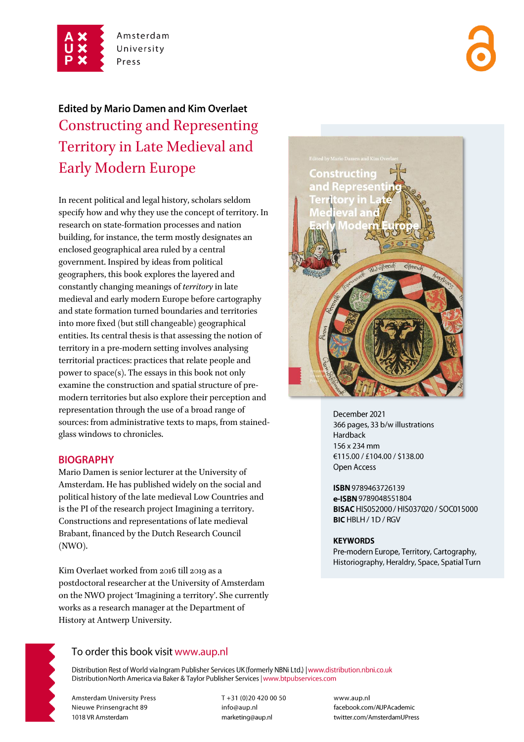Amsterdam University Press

**Edited by Mario Damen and Kim Overlaet**

# Constructing and Representing Territory in Late Medieval and Early Modern Europe

In recent political and legal history, scholars seldom specify how and why they use the concept of territory. In research on state-formation processes and nation building, for instance, the term mostly designates an enclosed geographical area ruled by a central government. Inspired by ideas from political geographers, this book explores the layered and constantly changing meanings of *territory* in late medieval and early modern Europe before cartography and state formation turned boundaries and territories into more fixed (but still changeable) geographical entities. Its central thesis is that assessing the notion of territory in a pre-modern setting involves analysing territorial practices: practices that relate people and power to space(s). The essays in this book not only examine the construction and spatial structure of pre-modern territories but also explore their perception and representation through the use of a broad range of sources: from administrative texts to maps, from stained-glass windows to chronicles.

## BIOGRAPHY

Mario Damen is senior lecturer at the University of Amsterdam. He has published widely on the social and political history of the late medieval Low Countries and is the PI of the research project Imagining a territory. Constructions and representations of late medieval Brabant, financed by the Dutch Research Council (NWO).

Kim Overlaet worked from 2016 till 2019 as a postdoctoral researcher at the University of Amsterdam on the NWO project 'Imagining a territory'. She currently works as a research manager at the Department of History at Antwerp University.

December 2021
366 pages, 33 b/w illustrations
Hardback
156 x 234 mm
€115.00 / £104.00 / $138.00
Open Access

**ISBN** 9789463726139
**e-ISBN** 9789048551804
**BISAC** HIS052000 / HIS037020 / SOC015000
**BIC** HBLH / 1D / RGV

**KEYWORDS**
Pre-modern Europe, Territory, Cartography, Historiography, Heraldry, Space, Spatial Turn

To order this book visit www.aup.nl

Distribution Rest of World via Ingram Publisher Services UK (formerly NBNi Ltd.) | www.distribution.nbni.co.uk
Distribution North America via Baker & Taylor Publisher Services | www.btpubservices.com

Amsterdam University Press
Nieuwe Prinsengracht 89
1018 VR Amsterdam

T +31 (0)20 420 00 50
info@aup.nl
marketing@aup.nl

www.aup.nl
facebook.com/AUPAcademic
twitter.com/AmsterdamUPress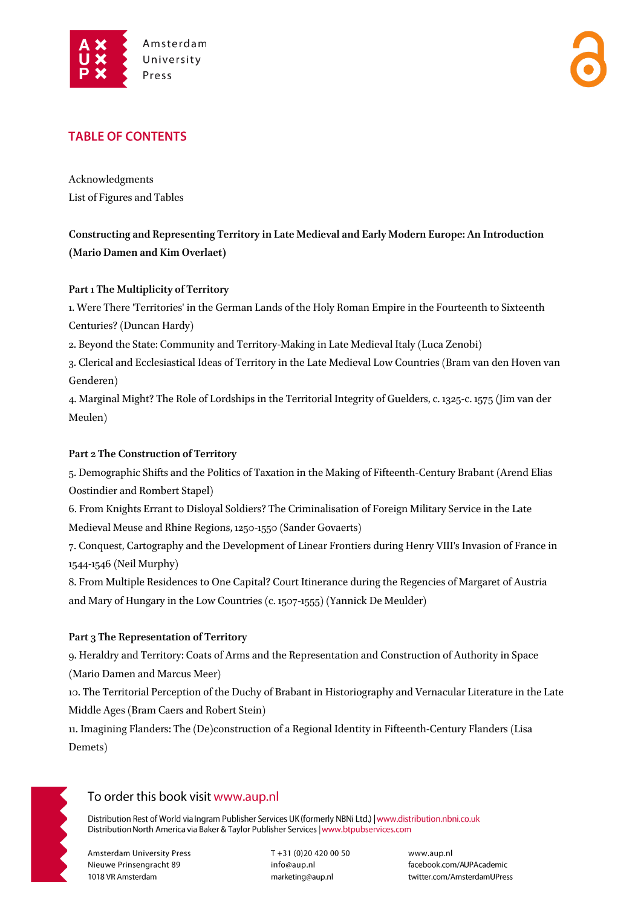## TABLE OF CONTENTS

Acknowledgments
List of Figures and Tables

**Constructing and Representing Territory in Late Medieval and Early Modern Europe: An Introduction (Mario Damen and Kim Overlaet)**

**Part 1 The Multiplicity of Territory**

1. Were There 'Territories' in the German Lands of the Holy Roman Empire in the Fourteenth to Sixteenth Centuries? (Duncan Hardy)
2. Beyond the State: Community and Territory-Making in Late Medieval Italy (Luca Zenobi)
3. Clerical and Ecclesiastical Ideas of Territory in the Late Medieval Low Countries (Bram van den Hoven van Genderen)
4. Marginal Might? The Role of Lordships in the Territorial Integrity of Guelders, c. 1325-c. 1575 (Jim van der Meulen)

**Part 2 The Construction of Territory**

5. Demographic Shifts and the Politics of Taxation in the Making of Fifteenth-Century Brabant (Arend Elias Oostindier and Rombert Stapel)
6. From Knights Errant to Disloyal Soldiers? The Criminalisation of Foreign Military Service in the Late Medieval Meuse and Rhine Regions, 1250-1550 (Sander Govaerts)
7. Conquest, Cartography and the Development of Linear Frontiers during Henry VIII's Invasion of France in 1544-1546 (Neil Murphy)
8. From Multiple Residences to One Capital? Court Itinerance during the Regencies of Margaret of Austria and Mary of Hungary in the Low Countries (c. 1507-1555) (Yannick De Meulder)

**Part 3 The Representation of Territory**

9. Heraldry and Territory: Coats of Arms and the Representation and Construction of Authority in Space (Mario Damen and Marcus Meer)
10. The Territorial Perception of the Duchy of Brabant in Historiography and Vernacular Literature in the Late Middle Ages (Bram Caers and Robert Stein)
11. Imagining Flanders: The (De)construction of a Regional Identity in Fifteenth-Century Flanders (Lisa Demets)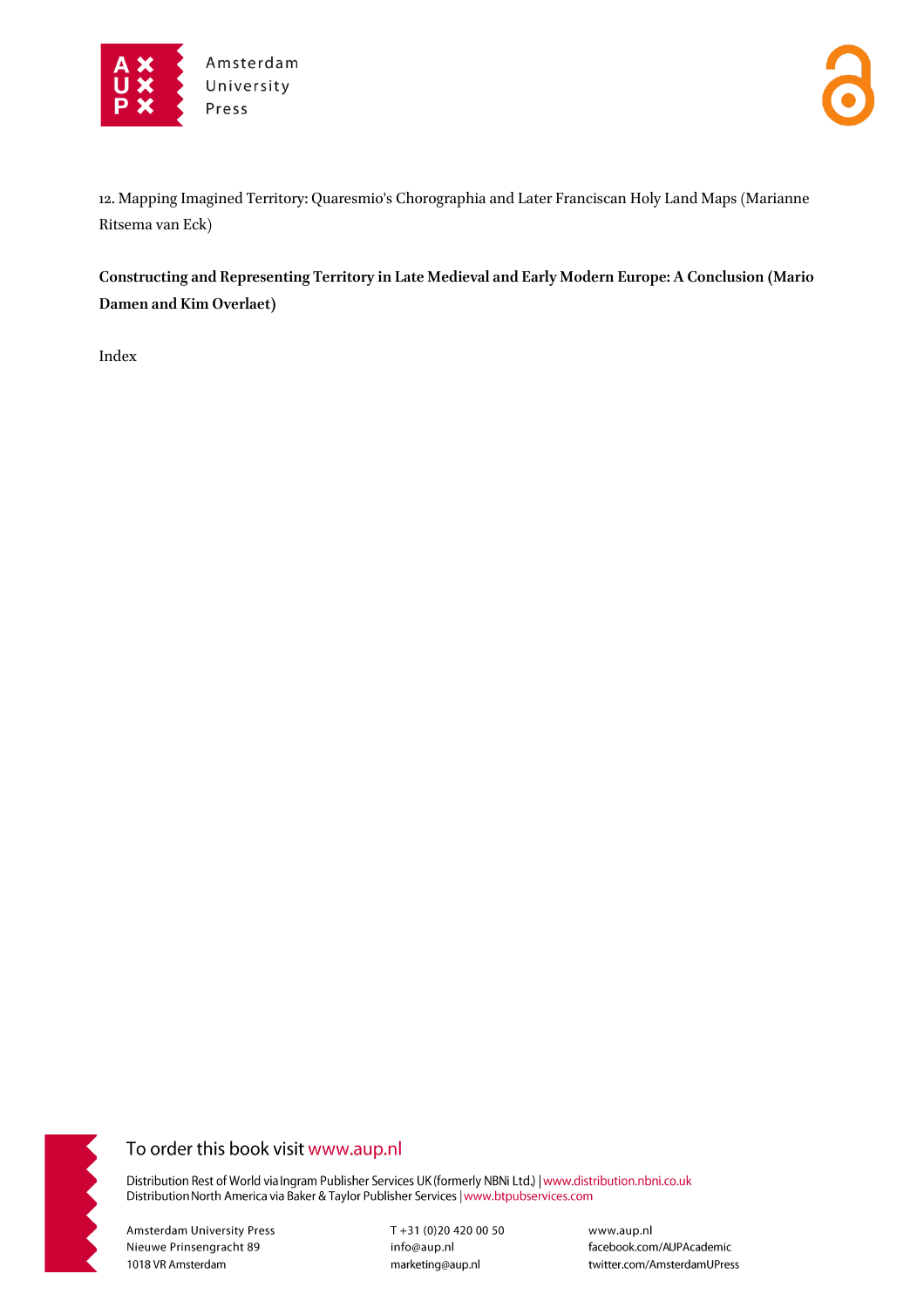12. Mapping Imagined Territory: Quaresmio's Chorographia and Later Franciscan Holy Land Maps (Marianne Ritsema van Eck)

**Constructing and Representing Territory in Late Medieval and Early Modern Europe: A Conclusion (Mario Damen and Kim Overlaet)**

Index

To order this book visit www.aup.nl

Distribution Rest of World via Ingram Publisher Services UK (formerly NBNi Ltd.) | www.distribution.nbni.co.uk
Distribution North America via Baker & Taylor Publisher Services | www.btpubservices.com

Amsterdam University Press
Nieuwe Prinsengracht 89
1018 VR Amsterdam

T +31 (0)20 420 00 50
info@aup.nl
marketing@aup.nl

www.aup.nl
facebook.com/AUPAcademic
twitter.com/AmsterdamUPress